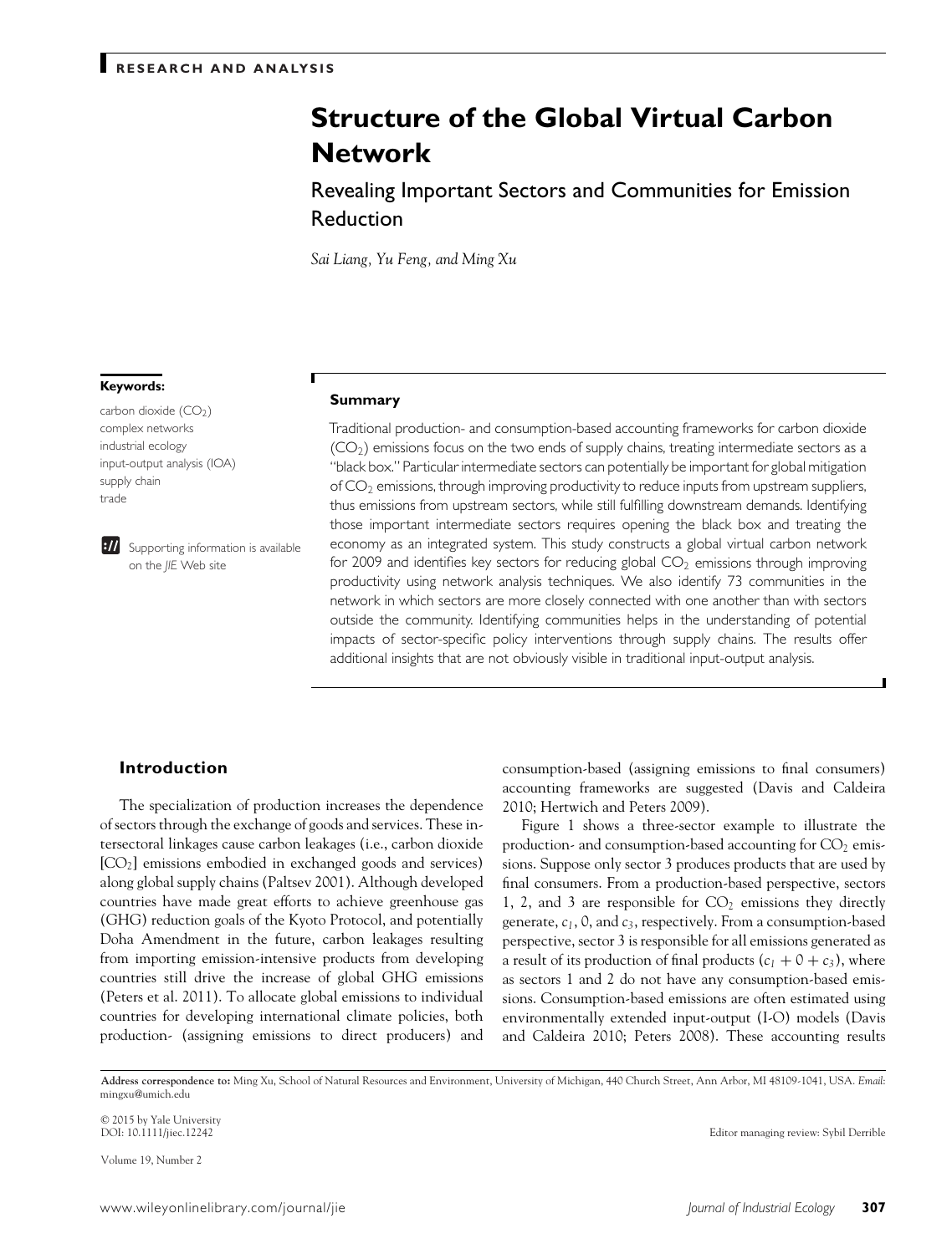RESEARCH AND ANALYSIS

# Structure of the Global Virtual Carbon Network

## Revealing Important Sectors and Communities for Emission Reduction

*Sai Liang, Yu Feng, and Ming Xu*

**Keywords:**

carbon dioxide ($CO_2$)
complex networks
industrial ecology
input-output analysis (IOA)
supply chain
trade

Supporting information is available on the *JIE* Web site

### Summary

Traditional production- and consumption-based accounting frameworks for carbon dioxide ($CO_2$) emissions focus on the two ends of supply chains, treating intermediate sectors as a "black box." Particular intermediate sectors can potentially be important for global mitigation of $CO_2$ emissions, through improving productivity to reduce inputs from upstream suppliers, thus emissions from upstream sectors, while still fulfilling downstream demands. Identifying those important intermediate sectors requires opening the black box and treating the economy as an integrated system. This study constructs a global virtual carbon network for 2009 and identifies key sectors for reducing global $CO_2$ emissions through improving productivity using network analysis techniques. We also identify 73 communities in the network in which sectors are more closely connected with one another than with sectors outside the community. Identifying communities helps in the understanding of potential impacts of sector-specific policy interventions through supply chains. The results offer additional insights that are not obviously visible in traditional input-output analysis.

## Introduction

The specialization of production increases the dependence of sectors through the exchange of goods and services. These intersectoral linkages cause carbon leakages (i.e., carbon dioxide [$CO_2$] emissions embodied in exchanged goods and services) along global supply chains (Paltsev 2001). Although developed countries have made great efforts to achieve greenhouse gas (GHG) reduction goals of the Kyoto Protocol, and potentially Doha Amendment in the future, carbon leakages resulting from importing emission-intensive products from developing countries still drive the increase of global GHG emissions (Peters et al. 2011). To allocate global emissions to individual countries for developing international climate policies, both production- (assigning emissions to direct producers) and consumption-based (assigning emissions to final consumers) accounting frameworks are suggested (Davis and Caldeira 2010; Hertwich and Peters 2009).

Figure 1 shows a three-sector example to illustrate the production- and consumption-based accounting for $CO_2$ emissions. Suppose only sector 3 produces products that are used by final consumers. From a production-based perspective, sectors 1, 2, and 3 are responsible for $CO_2$ emissions they directly generate, $c_1$, 0, and $c_3$, respectively. From a consumption-based perspective, sector 3 is responsible for all emissions generated as a result of its production of final products ($c_1 + 0 + c_3$), where as sectors 1 and 2 do not have any consumption-based emissions. Consumption-based emissions are often estimated using environmentally extended input-output (I-O) models (Davis and Caldeira 2010; Peters 2008). These accounting results

**Address correspondence to:** Ming Xu, School of Natural Resources and Environment, University of Michigan, 440 Church Street, Ann Arbor, MI 48109-1041, USA. *Email:* mingxu@umich.edu

© 2015 by Yale University
DOI: 10.1111/jiec.12242

Editor managing review: Sybil Derrible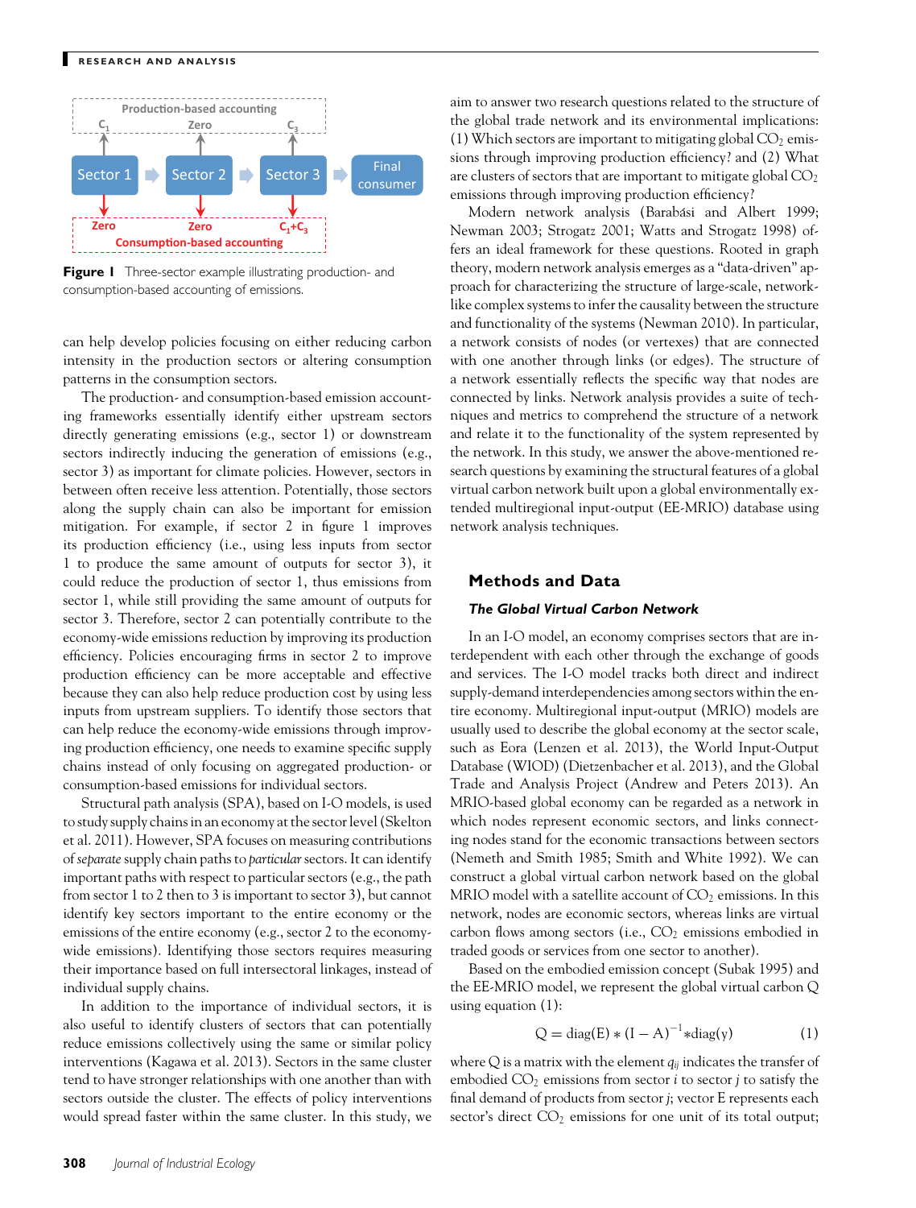Figure 1 Three-sector example illustrating production- and consumption-based accounting of emissions.

can help develop policies focusing on either reducing carbon intensity in the production sectors or altering consumption patterns in the consumption sectors.

The production- and consumption-based emission accounting frameworks essentially identify either upstream sectors directly generating emissions (e.g., sector 1) or downstream sectors indirectly inducing the generation of emissions (e.g., sector 3) as important for climate policies. However, sectors in between often receive less attention. Potentially, those sectors along the supply chain can also be important for emission mitigation. For example, if sector 2 in figure 1 improves its production efficiency (i.e., using less inputs from sector 1 to produce the same amount of outputs for sector 3), it could reduce the production of sector 1, thus emissions from sector 1, while still providing the same amount of outputs for sector 3. Therefore, sector 2 can potentially contribute to the economy-wide emissions reduction by improving its production efficiency. Policies encouraging firms in sector 2 to improve production efficiency can be more acceptable and effective because they can also help reduce production cost by using less inputs from upstream suppliers. To identify those sectors that can help reduce the economy-wide emissions through improving production efficiency, one needs to examine specific supply chains instead of only focusing on aggregated production- or consumption-based emissions for individual sectors.

Structural path analysis (SPA), based on I-O models, is used to study supply chains in an economy at the sector level (Skelton et al. 2011). However, SPA focuses on measuring contributions of *separate* supply chain paths to *particular* sectors. It can identify important paths with respect to particular sectors (e.g., the path from sector 1 to 2 then to 3 is important to sector 3), but cannot identify key sectors important to the entire economy or the emissions of the entire economy (e.g., sector 2 to the economy-wide emissions). Identifying those sectors requires measuring their importance based on full intersectoral linkages, instead of individual supply chains.

In addition to the importance of individual sectors, it is also useful to identify clusters of sectors that can potentially reduce emissions collectively using the same or similar policy interventions (Kagawa et al. 2013). Sectors in the same cluster tend to have stronger relationships with one another than with sectors outside the cluster. The effects of policy interventions would spread faster within the same cluster. In this study, we aim to answer two research questions related to the structure of the global trade network and its environmental implications: (1) Which sectors are important to mitigating global $CO_2$ emissions through improving production efficiency? and (2) What are clusters of sectors that are important to mitigate global $CO_2$ emissions through improving production efficiency?

Modern network analysis (Barabási and Albert 1999; Newman 2003; Strogatz 2001; Watts and Strogatz 1998) offers an ideal framework for these questions. Rooted in graph theory, modern network analysis emerges as a "data-driven" approach for characterizing the structure of large-scale, network-like complex systems to infer the causality between the structure and functionality of the systems (Newman 2010). In particular, a network consists of nodes (or vertexes) that are connected with one another through links (or edges). The structure of a network essentially reflects the specific way that nodes are connected by links. Network analysis provides a suite of techniques and metrics to comprehend the structure of a network and relate it to the functionality of the system represented by the network. In this study, we answer the above-mentioned research questions by examining the structural features of a global virtual carbon network built upon a global environmentally extended multiregional input-output (EE-MRIO) database using network analysis techniques.

## Methods and Data

### *The Global Virtual Carbon Network*

In an I-O model, an economy comprises sectors that are interdependent with each other through the exchange of goods and services. The I-O model tracks both direct and indirect supply-demand interdependencies among sectors within the entire economy. Multiregional input-output (MRIO) models are usually used to describe the global economy at the sector scale, such as Eora (Lenzen et al. 2013), the World Input-Output Database (WIOD) (Dietzenbacher et al. 2013), and the Global Trade and Analysis Project (Andrew and Peters 2013). An MRIO-based global economy can be regarded as a network in which nodes represent economic sectors, and links connecting nodes stand for the economic transactions between sectors (Nemeth and Smith 1985; Smith and White 1992). We can construct a global virtual carbon network based on the global MRIO model with a satellite account of $CO_2$ emissions. In this network, nodes are economic sectors, whereas links are virtual carbon flows among sectors (i.e., $CO_2$ emissions embodied in traded goods or services from one sector to another).

Based on the embodied emission concept (Subak 1995) and the EE-MRIO model, we represent the global virtual carbon Q using equation (1):

$$Q = \text{diag}(E) * (I - A)^{-1} * \text{diag}(y) \qquad (1)$$

where Q is a matrix with the element $q_{ij}$ indicates the transfer of embodied $CO_2$ emissions from sector $i$ to sector $j$ to satisfy the final demand of products from sector $j$; vector E represents each sector's direct $CO_2$ emissions for one unit of its total output;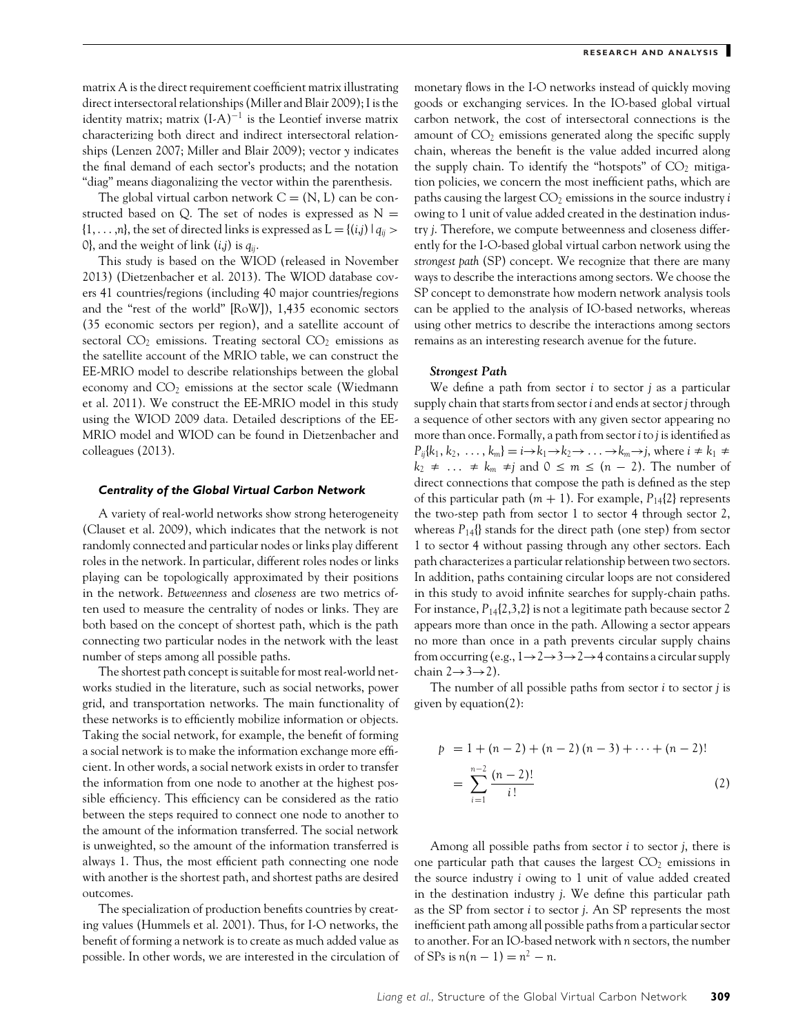matrix A is the direct requirement coefficient matrix illustrating direct intersectoral relationships (Miller and Blair 2009); I is the identity matrix; matrix $(I\text{-}A)^{-1}$ is the Leontief inverse matrix characterizing both direct and indirect intersectoral relationships (Lenzen 2007; Miller and Blair 2009); vector $y$ indicates the final demand of each sector's products; and the notation "diag" means diagonalizing the vector within the parenthesis.

The global virtual carbon network $C = (N, L)$ can be constructed based on Q. The set of nodes is expressed as $N = \{1, \ldots, n\}$, the set of directed links is expressed as $L = \{(i,j) \mid q_{ij} > 0\}$, and the weight of link $(i,j)$ is $q_{ij}$.

This study is based on the WIOD (released in November 2013) (Dietzenbacher et al. 2013). The WIOD database covers 41 countries/regions (including 40 major countries/regions and the "rest of the world" [RoW]), 1,435 economic sectors (35 economic sectors per region), and a satellite account of sectoral $CO_2$ emissions. Treating sectoral $CO_2$ emissions as the satellite account of the MRIO table, we can construct the EE-MRIO model to describe relationships between the global economy and $CO_2$ emissions at the sector scale (Wiedmann et al. 2011). We construct the EE-MRIO model in this study using the WIOD 2009 data. Detailed descriptions of the EE-MRIO model and WIOD can be found in Dietzenbacher and colleagues (2013).

### *Centrality of the Global Virtual Carbon Network*

A variety of real-world networks show strong heterogeneity (Clauset et al. 2009), which indicates that the network is not randomly connected and particular nodes or links play different roles in the network. In particular, different roles nodes or links playing can be topologically approximated by their positions in the network. *Betweenness* and *closeness* are two metrics often used to measure the centrality of nodes or links. They are both based on the concept of shortest path, which is the path connecting two particular nodes in the network with the least number of steps among all possible paths.

The shortest path concept is suitable for most real-world networks studied in the literature, such as social networks, power grid, and transportation networks. The main functionality of these networks is to efficiently mobilize information or objects. Taking the social network, for example, the benefit of forming a social network is to make the information exchange more efficient. In other words, a social network exists in order to transfer the information from one node to another at the highest possible efficiency. This efficiency can be considered as the ratio between the steps required to connect one node to another to the amount of the information transferred. The social network is unweighted, so the amount of the information transferred is always 1. Thus, the most efficient path connecting one node with another is the shortest path, and shortest paths are desired outcomes.

The specialization of production benefits countries by creating values (Hummels et al. 2001). Thus, for I-O networks, the benefit of forming a network is to create as much added value as possible. In other words, we are interested in the circulation of monetary flows in the I-O networks instead of quickly moving goods or exchanging services. In the IO-based global virtual carbon network, the cost of intersectoral connections is the amount of $CO_2$ emissions generated along the specific supply chain, whereas the benefit is the value added incurred along the supply chain. To identify the "hotspots" of $CO_2$ mitigation policies, we concern the most inefficient paths, which are paths causing the largest $CO_2$ emissions in the source industry $i$ owing to 1 unit of value added created in the destination industry $j$. Therefore, we compute betweenness and closeness differently for the I-O-based global virtual carbon network using the *strongest path* (SP) concept. We recognize that there are many ways to describe the interactions among sectors. We choose the SP concept to demonstrate how modern network analysis tools can be applied to the analysis of IO-based networks, whereas using other metrics to describe the interactions among sectors remains as an interesting research avenue for the future.

#### *Strongest Path*

We define a path from sector $i$ to sector $j$ as a particular supply chain that starts from sector $i$ and ends at sector $j$ through a sequence of other sectors with any given sector appearing no more than once. Formally, a path from sector $i$ to $j$ is identified as $P_{ij}\{k_1, k_2, \ldots, k_m\} = i \rightarrow k_1 \rightarrow k_2 \rightarrow \ldots \rightarrow k_m \rightarrow j$, where $i \neq k_1 \neq k_2 \neq \ldots \neq k_m \neq j$ and $0 \leq m \leq (n-2)$. The number of direct connections that compose the path is defined as the step of this particular path $(m+1)$. For example, $P_{14}\{2\}$ represents the two-step path from sector 1 to sector 4 through sector 2, whereas $P_{14}\{\}$ stands for the direct path (one step) from sector 1 to sector 4 without passing through any other sectors. Each path characterizes a particular relationship between two sectors. In addition, paths containing circular loops are not considered in this study to avoid infinite searches for supply-chain paths. For instance, $P_{14}\{2,3,2\}$ is not a legitimate path because sector 2 appears more than once in the path. Allowing a sector appears no more than once in a path prevents circular supply chains from occurring (e.g., $1 \rightarrow 2 \rightarrow 3 \rightarrow 2 \rightarrow 4$ contains a circular supply chain $2 \rightarrow 3 \rightarrow 2$).

The number of all possible paths from sector $i$ to sector $j$ is given by equation(2):

$$
\begin{aligned}
p &= 1 + (n-2) + (n-2)(n-3) + \cdots + (n-2)! \\
&= \sum_{i=1}^{n-2} \frac{(n-2)!}{i!}
\end{aligned} \tag{2}
$$

Among all possible paths from sector $i$ to sector $j$, there is one particular path that causes the largest $CO_2$ emissions in the source industry $i$ owing to 1 unit of value added created in the destination industry $j$. We define this particular path as the SP from sector $i$ to sector $j$. An SP represents the most inefficient path among all possible paths from a particular sector to another. For an IO-based network with $n$ sectors, the number of SPs is $n(n-1) = n^2 - n$.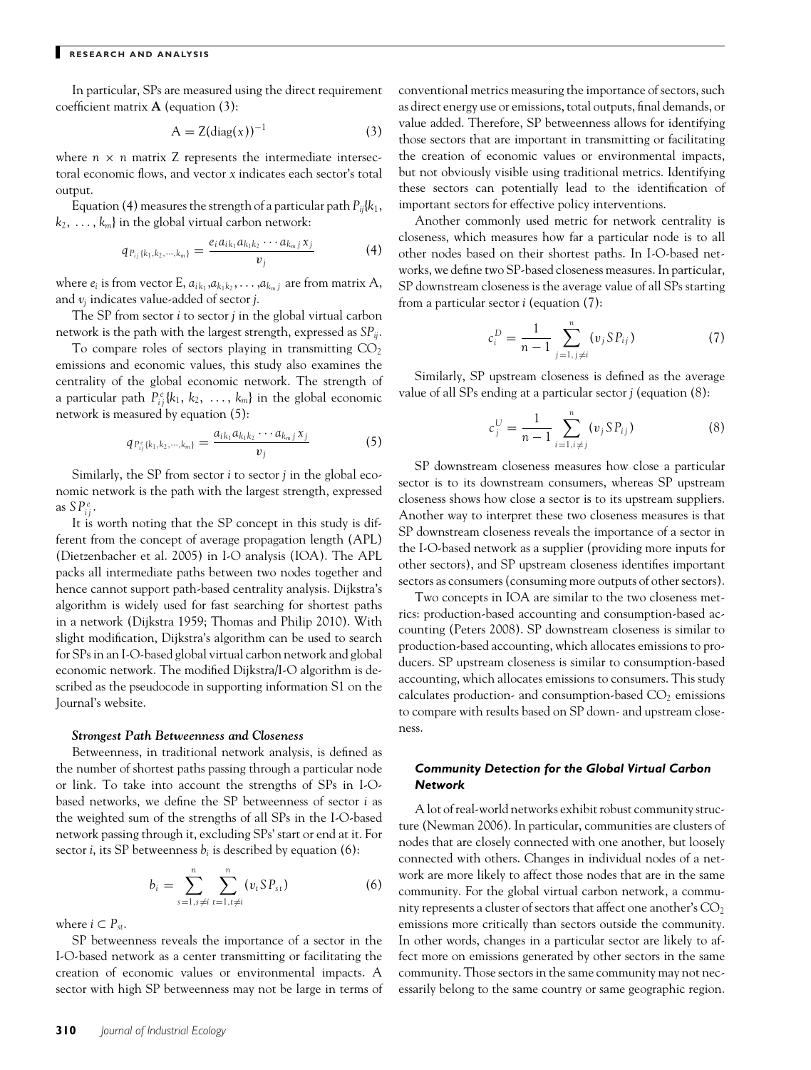In particular, SPs are measured using the direct requirement coefficient matrix **A** (equation (3):

$$\mathrm{A} = \mathrm{Z}(\mathrm{diag}(x))^{-1} \tag{3}$$

where $n \times n$ matrix Z represents the intermediate intersectoral economic flows, and vector $x$ indicates each sector's total output.

Equation (4) measures the strength of a particular path $P_{ij}\{k_1, k_2, \ldots, k_m\}$ in the global virtual carbon network:

$$q_{P_{ij}\{k_1,k_2,\cdots,k_m\}} = \frac{e_i a_{ik_1} a_{k_1k_2} \cdots a_{k_m j} x_j}{v_j} \tag{4}$$

where $e_i$ is from vector E, $a_{ik_1}, a_{k_1k_2}, \ldots, a_{k_m j}$ are from matrix A, and $v_j$ indicates value-added of sector $j$.

The SP from sector $i$ to sector $j$ in the global virtual carbon network is the path with the largest strength, expressed as $SP_{ij}$.

To compare roles of sectors playing in transmitting $CO_2$ emissions and economic values, this study also examines the centrality of the global economic network. The strength of a particular path $P^e_{ij}\{k_1, k_2, \ldots, k_m\}$ in the global economic network is measured by equation (5):

$$q_{P^e_{ij}\{k_1,k_2,\cdots,k_m\}} = \frac{a_{ik_1} a_{k_1k_2} \cdots a_{k_m j} x_j}{v_j} \tag{5}$$

Similarly, the SP from sector $i$ to sector $j$ in the global economic network is the path with the largest strength, expressed as $SP^e_{ij}$.

It is worth noting that the SP concept in this study is different from the concept of average propagation length (APL) (Dietzenbacher et al. 2005) in I-O analysis (IOA). The APL packs all intermediate paths between two nodes together and hence cannot support path-based centrality analysis. Dijkstra's algorithm is widely used for fast searching for shortest paths in a network (Dijkstra 1959; Thomas and Philip 2010). With slight modification, Dijkstra's algorithm can be used to search for SPs in an I-O-based global virtual carbon network and global economic network. The modified Dijkstra/I-O algorithm is described as the pseudocode in supporting information S1 on the Journal's website.

### *Strongest Path Betweenness and Closeness*

Betweenness, in traditional network analysis, is defined as the number of shortest paths passing through a particular node or link. To take into account the strengths of SPs in I-O-based networks, we define the SP betweenness of sector $i$ as the weighted sum of the strengths of all SPs in the I-O-based network passing through it, excluding SPs' start or end at it. For sector $i$, its SP betweenness $b_i$ is described by equation (6):

$$b_i = \sum_{s=1, s\neq i}^{n} \sum_{t=1, t\neq i}^{n} (v_t SP_{st}) \tag{6}$$

where $i \subset P_{st}$.

SP betweenness reveals the importance of a sector in the I-O-based network as a center transmitting or facilitating the creation of economic values or environmental impacts. A sector with high SP betweenness may not be large in terms of conventional metrics measuring the importance of sectors, such as direct energy use or emissions, total outputs, final demands, or value added. Therefore, SP betweenness allows for identifying those sectors that are important in transmitting or facilitating the creation of economic values or environmental impacts, but not obviously visible using traditional metrics. Identifying these sectors can potentially lead to the identification of important sectors for effective policy interventions.

Another commonly used metric for network centrality is closeness, which measures how far a particular node is to all other nodes based on their shortest paths. In I-O-based networks, we define two SP-based closeness measures. In particular, SP downstream closeness is the average value of all SPs starting from a particular sector $i$ (equation (7):

$$c_i^D = \frac{1}{n-1} \sum_{j=1, j\neq i}^{n} (v_j SP_{ij}) \tag{7}$$

Similarly, SP upstream closeness is defined as the average value of all SPs ending at a particular sector $j$ (equation (8):

$$c_j^U = \frac{1}{n-1} \sum_{i=1, i\neq j}^{n} (v_j SP_{ij}) \tag{8}$$

SP downstream closeness measures how close a particular sector is to its downstream consumers, whereas SP upstream closeness shows how close a sector is to its upstream suppliers. Another way to interpret these two closeness measures is that SP downstream closeness reveals the importance of a sector in the I-O-based network as a supplier (providing more inputs for other sectors), and SP upstream closeness identifies important sectors as consumers (consuming more outputs of other sectors).

Two concepts in IOA are similar to the two closeness metrics: production-based accounting and consumption-based accounting (Peters 2008). SP downstream closeness is similar to production-based accounting, which allocates emissions to producers. SP upstream closeness is similar to consumption-based accounting, which allocates emissions to consumers. This study calculates production- and consumption-based $CO_2$ emissions to compare with results based on SP down- and upstream closeness.

### *Community Detection for the Global Virtual Carbon Network*

A lot of real-world networks exhibit robust community structure (Newman 2006). In particular, communities are clusters of nodes that are closely connected with one another, but loosely connected with others. Changes in individual nodes of a network are more likely to affect those nodes that are in the same community. For the global virtual carbon network, a community represents a cluster of sectors that affect one another's $CO_2$ emissions more critically than sectors outside the community. In other words, changes in a particular sector are likely to affect more on emissions generated by other sectors in the same community. Those sectors in the same community may not necessarily belong to the same country or same geographic region.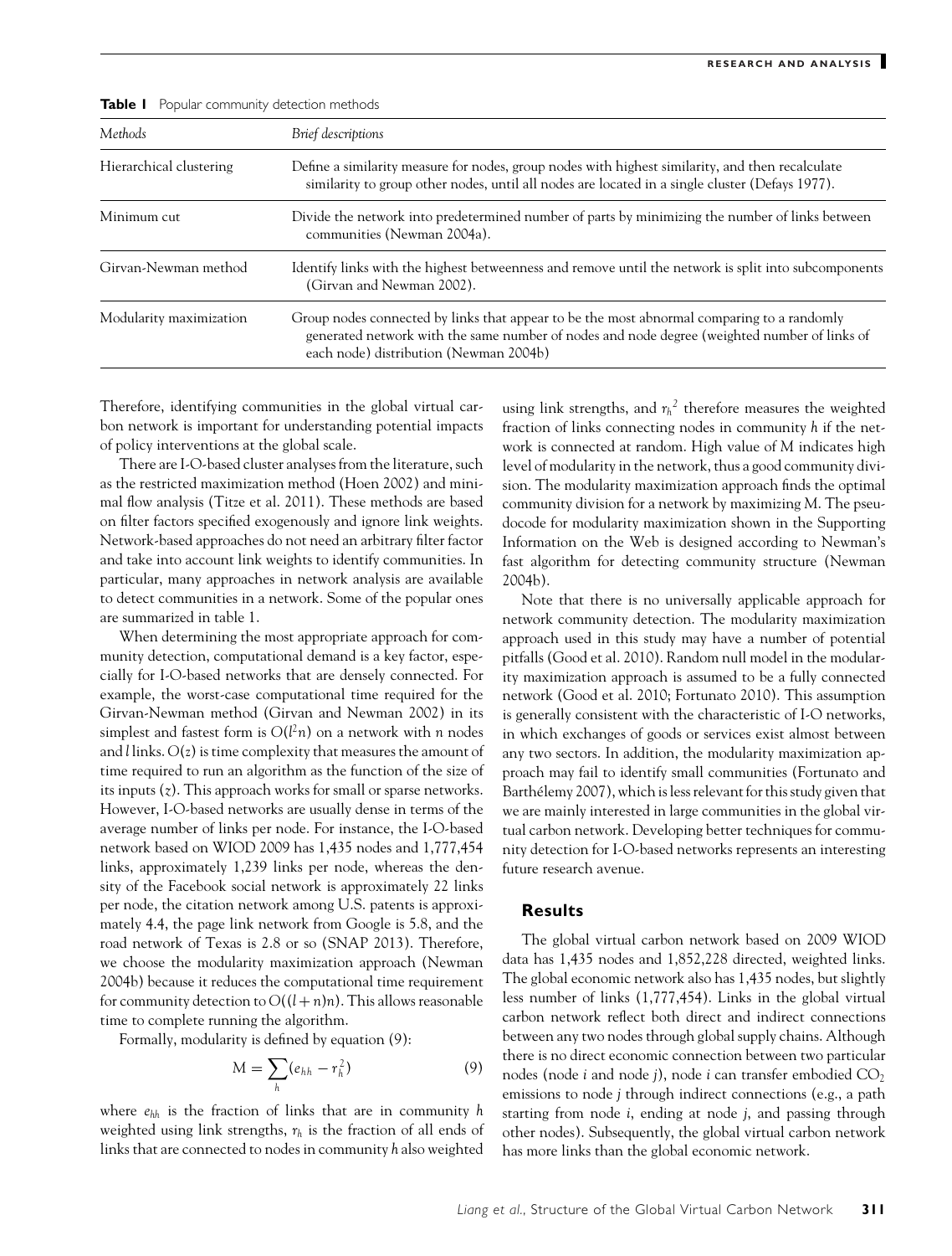**Table 1** Popular community detection methods

| *Methods* | *Brief descriptions* |
|---|---|
| Hierarchical clustering | Define a similarity measure for nodes, group nodes with highest similarity, and then recalculate similarity to group other nodes, until all nodes are located in a single cluster (Defays 1977). |
| Minimum cut | Divide the network into predetermined number of parts by minimizing the number of links between communities (Newman 2004a). |
| Girvan-Newman method | Identify links with the highest betweenness and remove until the network is split into subcomponents (Girvan and Newman 2002). |
| Modularity maximization | Group nodes connected by links that appear to be the most abnormal comparing to a randomly generated network with the same number of nodes and node degree (weighted number of links of each node) distribution (Newman 2004b) |

Therefore, identifying communities in the global virtual carbon network is important for understanding potential impacts of policy interventions at the global scale.

There are I-O-based cluster analyses from the literature, such as the restricted maximization method (Hoen 2002) and minimal flow analysis (Titze et al. 2011). These methods are based on filter factors specified exogenously and ignore link weights. Network-based approaches do not need an arbitrary filter factor and take into account link weights to identify communities. In particular, many approaches in network analysis are available to detect communities in a network. Some of the popular ones are summarized in table 1.

When determining the most appropriate approach for community detection, computational demand is a key factor, especially for I-O-based networks that are densely connected. For example, the worst-case computational time required for the Girvan-Newman method (Girvan and Newman 2002) in its simplest and fastest form is $O(l^2 n)$ on a network with $n$ nodes and $l$ links. $O(z)$ is time complexity that measures the amount of time required to run an algorithm as the function of the size of its inputs ($z$). This approach works for small or sparse networks. However, I-O-based networks are usually dense in terms of the average number of links per node. For instance, the I-O-based network based on WIOD 2009 has 1,435 nodes and 1,777,454 links, approximately 1,239 links per node, whereas the density of the Facebook social network is approximately 22 links per node, the citation network among U.S. patents is approximately 4.4, the page link network from Google is 5.8, and the road network of Texas is 2.8 or so (SNAP 2013). Therefore, we choose the modularity maximization approach (Newman 2004b) because it reduces the computational time requirement for community detection to $O((l+n)n)$. This allows reasonable time to complete running the algorithm.

Formally, modularity is defined by equation (9):

$$M = \sum_h (e_{hh} - r_h^2) \tag{9}$$

where $e_{hh}$ is the fraction of links that are in community $h$ weighted using link strengths, $r_h$ is the fraction of all ends of links that are connected to nodes in community $h$ also weighted using link strengths, and $r_h^2$ therefore measures the weighted fraction of links connecting nodes in community $h$ if the network is connected at random. High value of $M$ indicates high level of modularity in the network, thus a good community division. The modularity maximization approach finds the optimal community division for a network by maximizing $M$. The pseudocode for modularity maximization shown in the Supporting Information on the Web is designed according to Newman's fast algorithm for detecting community structure (Newman 2004b).

Note that there is no universally applicable approach for network community detection. The modularity maximization approach used in this study may have a number of potential pitfalls (Good et al. 2010). Random null model in the modularity maximization approach is assumed to be a fully connected network (Good et al. 2010; Fortunato 2010). This assumption is generally consistent with the characteristic of I-O networks, in which exchanges of goods or services exist almost between any two sectors. In addition, the modularity maximization approach may fail to identify small communities (Fortunato and Barthélemy 2007), which is less relevant for this study given that we are mainly interested in large communities in the global virtual carbon network. Developing better techniques for community detection for I-O-based networks represents an interesting future research avenue.

## Results

The global virtual carbon network based on 2009 WIOD data has 1,435 nodes and 1,852,228 directed, weighted links. The global economic network also has 1,435 nodes, but slightly less number of links (1,777,454). Links in the global virtual carbon network reflect both direct and indirect connections between any two nodes through global supply chains. Although there is no direct economic connection between two particular nodes (node $i$ and node $j$), node $i$ can transfer embodied $CO_2$ emissions to node $j$ through indirect connections (e.g., a path starting from node $i$, ending at node $j$, and passing through other nodes). Subsequently, the global virtual carbon network has more links than the global economic network.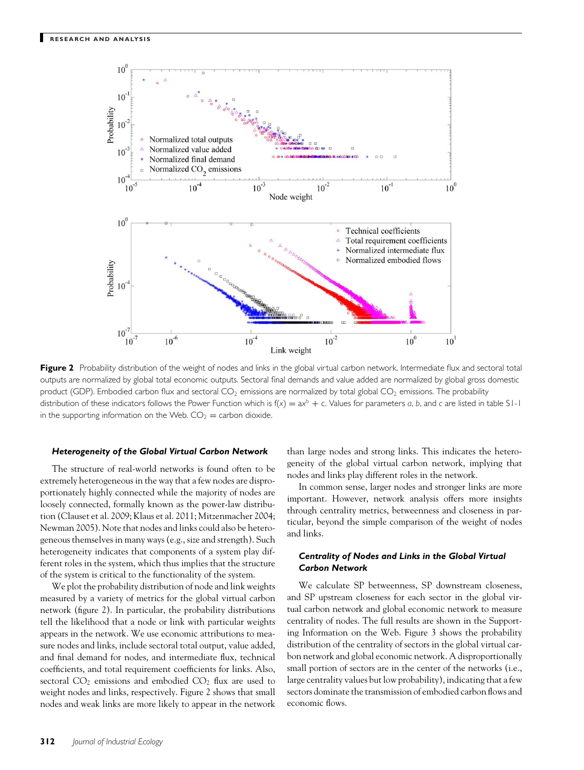**Figure 2** Probability distribution of the weight of nodes and links in the global virtual carbon network. Intermediate flux and sectoral total outputs are normalized by global total economic outputs. Sectoral final demands and value added are normalized by global gross domestic product (GDP). Embodied carbon flux and sectoral $CO_2$ emissions are normalized by total global $CO_2$ emissions. The probability distribution of these indicators follows the Power Function which is $f(x) = ax^b + c$. Values for parameters $a$, $b$, and $c$ are listed in table S1-1 in the supporting information on the Web. $CO_2$ = carbon dioxide.

#### *Heterogeneity of the Global Virtual Carbon Network*

The structure of real-world networks is found often to be extremely heterogeneous in the way that a few nodes are disproportionately highly connected while the majority of nodes are loosely connected, formally known as the power-law distribution (Clauset et al. 2009; Klaus et al. 2011; Mitzenmacher 2004; Newman 2005). Note that nodes and links could also be heterogeneous themselves in many ways (e.g., size and strength). Such heterogeneity indicates that components of a system play different roles in the system, which thus implies that the structure of the system is critical to the functionality of the system.

We plot the probability distribution of node and link weights measured by a variety of metrics for the global virtual carbon network (figure 2). In particular, the probability distributions tell the likelihood that a node or link with particular weights appears in the network. We use economic attributions to measure nodes and links, include sectoral total output, value added, and final demand for nodes, and intermediate flux, technical coefficients, and total requirement coefficients for links. Also, sectoral $CO_2$ emissions and embodied $CO_2$ flux are used to weight nodes and links, respectively. Figure 2 shows that small nodes and weak links are more likely to appear in the network than large nodes and strong links. This indicates the heterogeneity of the global virtual carbon network, implying that nodes and links play different roles in the network.

In common sense, larger nodes and stronger links are more important. However, network analysis offers more insights through centrality metrics, betweenness and closeness in particular, beyond the simple comparison of the weight of nodes and links.

#### *Centrality of Nodes and Links in the Global Virtual Carbon Network*

We calculate SP betweenness, SP downstream closeness, and SP upstream closeness for each sector in the global virtual carbon network and global economic network to measure centrality of nodes. The full results are shown in the Supporting Information on the Web. Figure 3 shows the probability distribution of the centrality of sectors in the global virtual carbon network and global economic network. A disproportionally small portion of sectors are in the center of the networks (i.e., large centrality values but low probability), indicating that a few sectors dominate the transmission of embodied carbon flows and economic flows.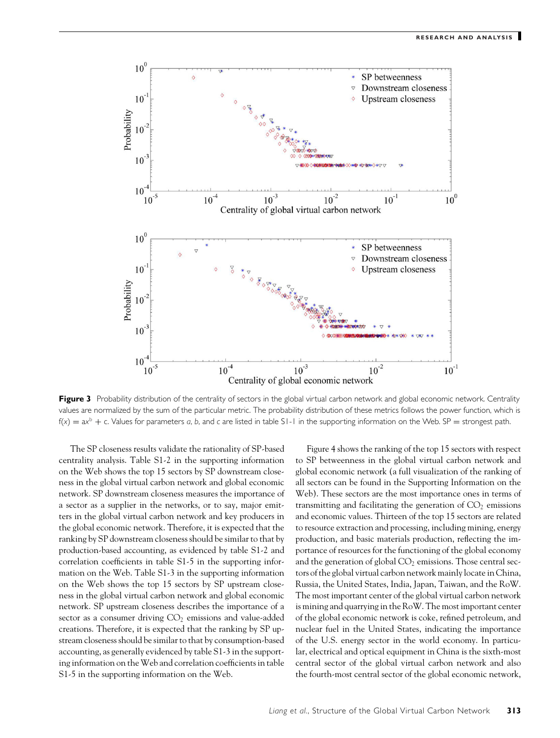**Figure 3** Probability distribution of the centrality of sectors in the global virtual carbon network and global economic network. Centrality values are normalized by the sum of the particular metric. The probability distribution of these metrics follows the power function, which is $f(x) = ax^b + c$. Values for parameters *a*, *b*, and *c* are listed in table S1-1 in the supporting information on the Web. SP = strongest path.

The SP closeness results validate the rationality of SP-based centrality analysis. Table S1-2 in the supporting information on the Web shows the top 15 sectors by SP downstream closeness in the global virtual carbon network and global economic network. SP downstream closeness measures the importance of a sector as a supplier in the networks, or to say, major emitters in the global virtual carbon network and key producers in the global economic network. Therefore, it is expected that the ranking by SP downstream closeness should be similar to that by production-based accounting, as evidenced by table S1-2 and correlation coefficients in table S1-5 in the supporting information on the Web. Table S1-3 in the supporting information on the Web shows the top 15 sectors by SP upstream closeness in the global virtual carbon network and global economic network. SP upstream closeness describes the importance of a sector as a consumer driving $CO_2$ emissions and value-added creations. Therefore, it is expected that the ranking by SP upstream closeness should be similar to that by consumption-based accounting, as generally evidenced by table S1-3 in the supporting information on the Web and correlation coefficients in table S1-5 in the supporting information on the Web.

Figure 4 shows the ranking of the top 15 sectors with respect to SP betweenness in the global virtual carbon network and global economic network (a full visualization of the ranking of all sectors can be found in the Supporting Information on the Web). These sectors are the most importance ones in terms of transmitting and facilitating the generation of $CO_2$ emissions and economic values. Thirteen of the top 15 sectors are related to resource extraction and processing, including mining, energy production, and basic materials production, reflecting the importance of resources for the functioning of the global economy and the generation of global $CO_2$ emissions. Those central sectors of the global virtual carbon network mainly locate in China, Russia, the United States, India, Japan, Taiwan, and the RoW. The most important center of the global virtual carbon network is mining and quarrying in the RoW. The most important center of the global economic network is coke, refined petroleum, and nuclear fuel in the United States, indicating the importance of the U.S. energy sector in the world economy. In particular, electrical and optical equipment in China is the sixth-most central sector of the global virtual carbon network and also the fourth-most central sector of the global economic network,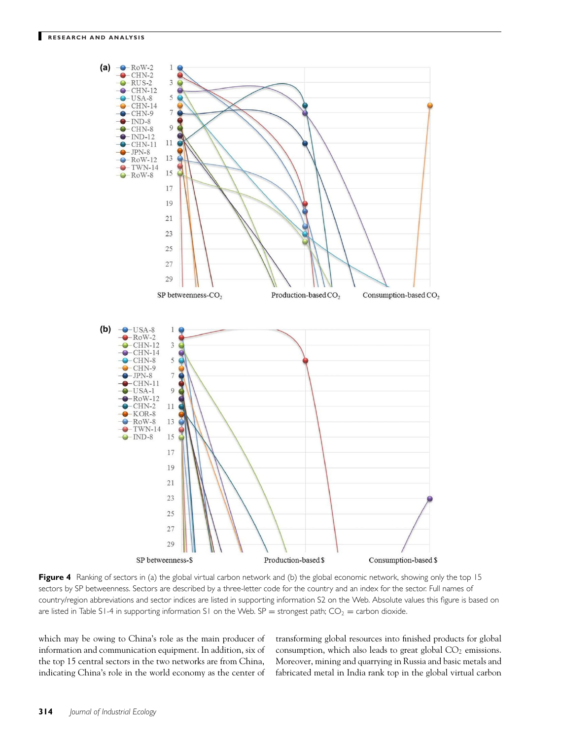**Figure 4** Ranking of sectors in (a) the global virtual carbon network and (b) the global economic network, showing only the top 15 sectors by SP betweenness. Sectors are described by a three-letter code for the country and an index for the sector. Full names of country/region abbreviations and sector indices are listed in supporting information S2 on the Web. Absolute values this figure is based on are listed in Table S1-4 in supporting information S1 on the Web. SP = strongest path; $CO_2$ = carbon dioxide.

which may be owing to China's role as the main producer of information and communication equipment. In addition, six of the top 15 central sectors in the two networks are from China, indicating China's role in the world economy as the center of transforming global resources into finished products for global consumption, which also leads to great global $CO_2$ emissions. Moreover, mining and quarrying in Russia and basic metals and fabricated metal in India rank top in the global virtual carbon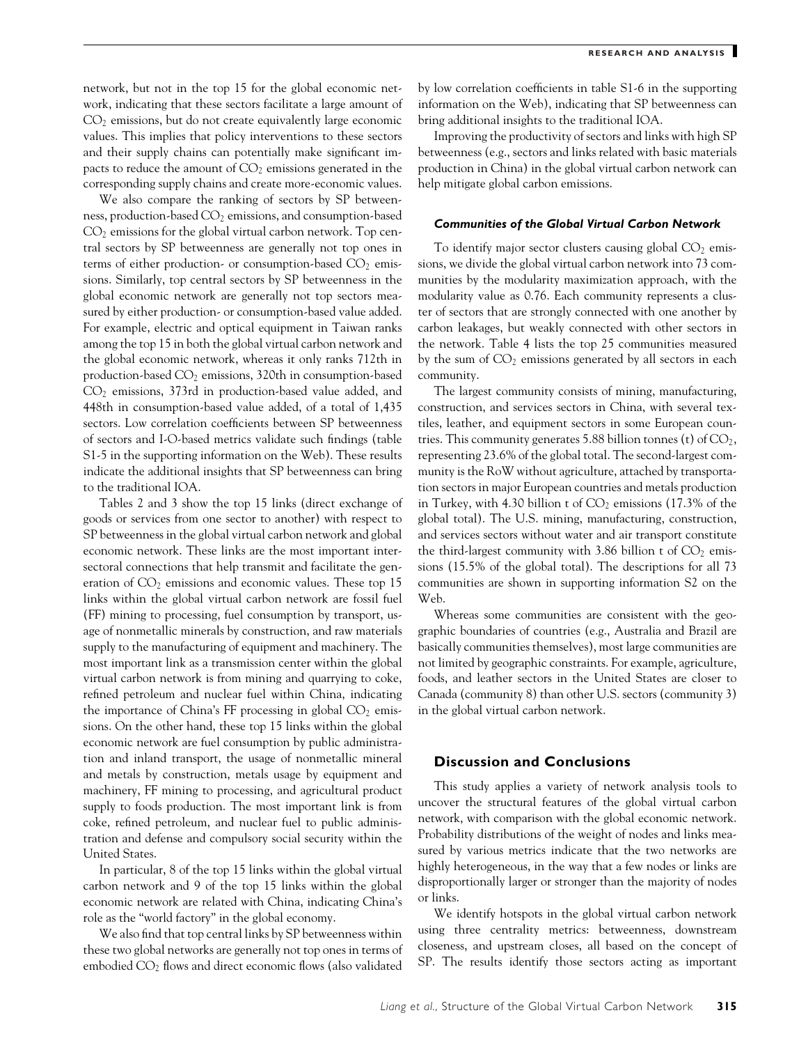network, but not in the top 15 for the global economic network, indicating that these sectors facilitate a large amount of $CO_2$ emissions, but do not create equivalently large economic values. This implies that policy interventions to these sectors and their supply chains can potentially make significant impacts to reduce the amount of $CO_2$ emissions generated in the corresponding supply chains and create more-economic values.

We also compare the ranking of sectors by SP betweenness, production-based $CO_2$ emissions, and consumption-based $CO_2$ emissions for the global virtual carbon network. Top central sectors by SP betweenness are generally not top ones in terms of either production- or consumption-based $CO_2$ emissions. Similarly, top central sectors by SP betweenness in the global economic network are generally not top sectors measured by either production- or consumption-based value added. For example, electric and optical equipment in Taiwan ranks among the top 15 in both the global virtual carbon network and the global economic network, whereas it only ranks 712th in production-based $CO_2$ emissions, 320th in consumption-based $CO_2$ emissions, 373rd in production-based value added, and 448th in consumption-based value added, of a total of 1,435 sectors. Low correlation coefficients between SP betweenness of sectors and I-O-based metrics validate such findings (table S1-5 in the supporting information on the Web). These results indicate the additional insights that SP betweenness can bring to the traditional IOA.

Tables 2 and 3 show the top 15 links (direct exchange of goods or services from one sector to another) with respect to SP betweenness in the global virtual carbon network and global economic network. These links are the most important intersectoral connections that help transmit and facilitate the generation of $CO_2$ emissions and economic values. These top 15 links within the global virtual carbon network are fossil fuel (FF) mining to processing, fuel consumption by transport, usage of nonmetallic minerals by construction, and raw materials supply to the manufacturing of equipment and machinery. The most important link as a transmission center within the global virtual carbon network is from mining and quarrying to coke, refined petroleum and nuclear fuel within China, indicating the importance of China's FF processing in global $CO_2$ emissions. On the other hand, these top 15 links within the global economic network are fuel consumption by public administration and inland transport, the usage of nonmetallic mineral and metals by construction, metals usage by equipment and machinery, FF mining to processing, and agricultural product supply to foods production. The most important link is from coke, refined petroleum, and nuclear fuel to public administration and defense and compulsory social security within the United States.

In particular, 8 of the top 15 links within the global virtual carbon network and 9 of the top 15 links within the global economic network are related with China, indicating China's role as the "world factory" in the global economy.

We also find that top central links by SP betweenness within these two global networks are generally not top ones in terms of embodied $CO_2$ flows and direct economic flows (also validated by low correlation coefficients in table S1-6 in the supporting information on the Web), indicating that SP betweenness can bring additional insights to the traditional IOA.

Improving the productivity of sectors and links with high SP betweenness (e.g., sectors and links related with basic materials production in China) in the global virtual carbon network can help mitigate global carbon emissions.

#### *Communities of the Global Virtual Carbon Network*

To identify major sector clusters causing global $CO_2$ emissions, we divide the global virtual carbon network into 73 communities by the modularity maximization approach, with the modularity value as 0.76. Each community represents a cluster of sectors that are strongly connected with one another by carbon leakages, but weakly connected with other sectors in the network. Table 4 lists the top 25 communities measured by the sum of $CO_2$ emissions generated by all sectors in each community.

The largest community consists of mining, manufacturing, construction, and services sectors in China, with several textiles, leather, and equipment sectors in some European countries. This community generates 5.88 billion tonnes (t) of $CO_2$, representing 23.6% of the global total. The second-largest community is the RoW without agriculture, attached by transportation sectors in major European countries and metals production in Turkey, with 4.30 billion t of $CO_2$ emissions (17.3% of the global total). The U.S. mining, manufacturing, construction, and services sectors without water and air transport constitute the third-largest community with 3.86 billion t of $CO_2$ emissions (15.5% of the global total). The descriptions for all 73 communities are shown in supporting information S2 on the Web.

Whereas some communities are consistent with the geographic boundaries of countries (e.g., Australia and Brazil are basically communities themselves), most large communities are not limited by geographic constraints. For example, agriculture, foods, and leather sectors in the United States are closer to Canada (community 8) than other U.S. sectors (community 3) in the global virtual carbon network.

## Discussion and Conclusions

This study applies a variety of network analysis tools to uncover the structural features of the global virtual carbon network, with comparison with the global economic network. Probability distributions of the weight of nodes and links measured by various metrics indicate that the two networks are highly heterogeneous, in the way that a few nodes or links are disproportionally larger or stronger than the majority of nodes or links.

We identify hotspots in the global virtual carbon network using three centrality metrics: betweenness, downstream closeness, and upstream closes, all based on the concept of SP. The results identify those sectors acting as important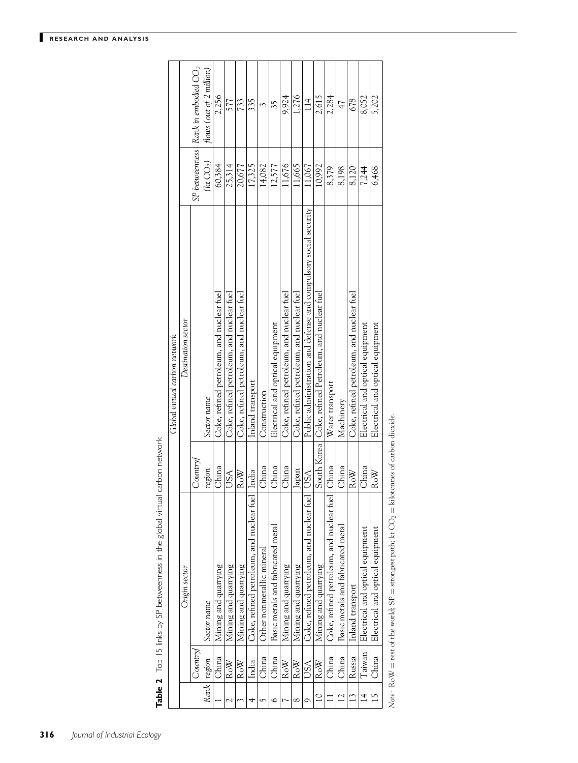**Table 2** Top 15 links by SP betweenness in the global virtual carbon network

| | Global virtual carbon network | | | | | |
|---|---|---|---|---|---|---|
| | Origin sector | | Destination sector | | | |
| Rank | Country/ region | Sector name | Country/ region | Sector name | SP betweenness ($kt\ CO_2$) | Rank in embodied $CO_2$ flows (out of 2 million) |
| 1 | China | Mining and quarrying | China | Coke, refined petroleum, and nuclear fuel | 60,384 | 2,256 |
| 2 | RoW | Mining and quarrying | USA | Coke, refined petroleum, and nuclear fuel | 25,314 | 577 |
| 3 | RoW | Mining and quarrying | RoW | Coke, refined petroleum, and nuclear fuel | 20,677 | 733 |
| 4 | India | Coke, refined petroleum, and nuclear fuel | India | Inland transport | 17,325 | 335 |
| 5 | China | Other nonmetallic mineral | China | Construction | 14,082 | 3 |
| 6 | China | Basic metals and fabricated metal | China | Electrical and optical equipment | 12,577 | 35 |
| 7 | RoW | Mining and quarrying | China | Coke, refined petroleum, and nuclear fuel | 11,676 | 9,924 |
| 8 | RoW | Mining and quarrying | Japan | Coke, refined petroleum, and nuclear fuel | 11,665 | 1,276 |
| 9 | USA | Coke, refined petroleum, and nuclear fuel | USA | Public administration and defense and compulsory social security | 11,067 | 114 |
| 10 | RoW | Mining and quarrying | South Korea | Coke, refined Petroleum, and nuclear fuel | 10,992 | 2,615 |
| 11 | China | Coke, refined petroleum, and nuclear fuel | China | Water transport | 8,379 | 2,284 |
| 12 | China | Basic metals and fabricated metal | China | Machinery | 8,198 | 47 |
| 13 | Russia | Inland transport | RoW | Coke, refined petroleum, and nuclear fuel | 8,120 | 678 |
| 14 | Taiwan | Electrical and optical equipment | China | Electrical and optical equipment | 7,244 | 8,052 |
| 15 | China | Electrical and optical equipment | RoW | Electrical and optical equipment | 6,468 | 5,202 |

*Note:* RoW = rest of the world; SP = strongest path; $kt\ CO_2$ = kilotonnes of carbon dioxide.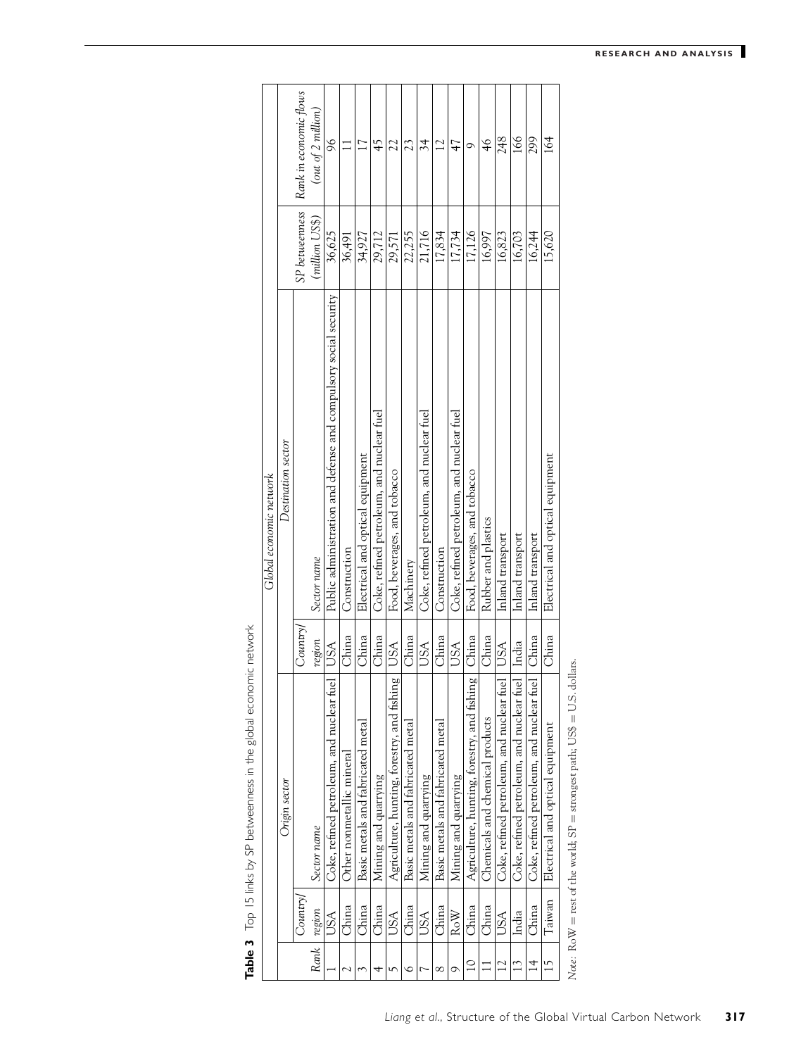**Table 3** Top 15 links by SP betweenness in the global economic network

| | Global economic network | | | | | |
|---|---|---|---|---|---|---|
| | Origin sector | | Destination sector | | | |
| *Rank* | *Country/ region* | *Sector name* | *Country/ region* | *Sector name* | *SP betweenness (million US$)* | *Rank in economic flows (out of 2 million)* |
| 1 | USA | Coke, refined petroleum, and nuclear fuel | USA | Public administration and defense and compulsory social security | 36,625 | 96 |
| 2 | China | Other nonmetallic mineral | China | Construction | 36,491 | 11 |
| 3 | China | Basic metals and fabricated metal | China | Electrical and optical equipment | 34,927 | 17 |
| 4 | China | Mining and quarrying | China | Coke, refined petroleum, and nuclear fuel | 29,712 | 45 |
| 5 | USA | Agriculture, hunting, forestry, and fishing | USA | Food, beverages, and tobacco | 29,571 | 22 |
| 6 | China | Basic metals and fabricated metal | China | Machinery | 22,255 | 23 |
| 7 | USA | Mining and quarrying | USA | Coke, refined petroleum, and nuclear fuel | 21,716 | 34 |
| 8 | China | Basic metals and fabricated metal | China | Construction | 17,834 | 12 |
| 9 | RoW | Mining and quarrying | USA | Coke, refined petroleum, and nuclear fuel | 17,734 | 47 |
| 10 | China | Agriculture, hunting, forestry, and fishing | China | Food, beverages, and tobacco | 17,126 | 9 |
| 11 | China | Chemicals and chemical products | China | Rubber and plastics | 16,997 | 46 |
| 12 | USA | Coke, refined petroleum, and nuclear fuel | USA | Inland transport | 16,823 | 248 |
| 13 | India | Coke, refined petroleum, and nuclear fuel | India | Inland transport | 16,703 | 166 |
| 14 | China | Coke, refined petroleum, and nuclear fuel | China | Inland transport | 16,244 | 299 |
| 15 | Taiwan | Electrical and optical equipment | China | Electrical and optical equipment | 15,620 | 164 |

*Note:* RoW = rest of the world; SP = strongest path; US$ = U.S. dollars.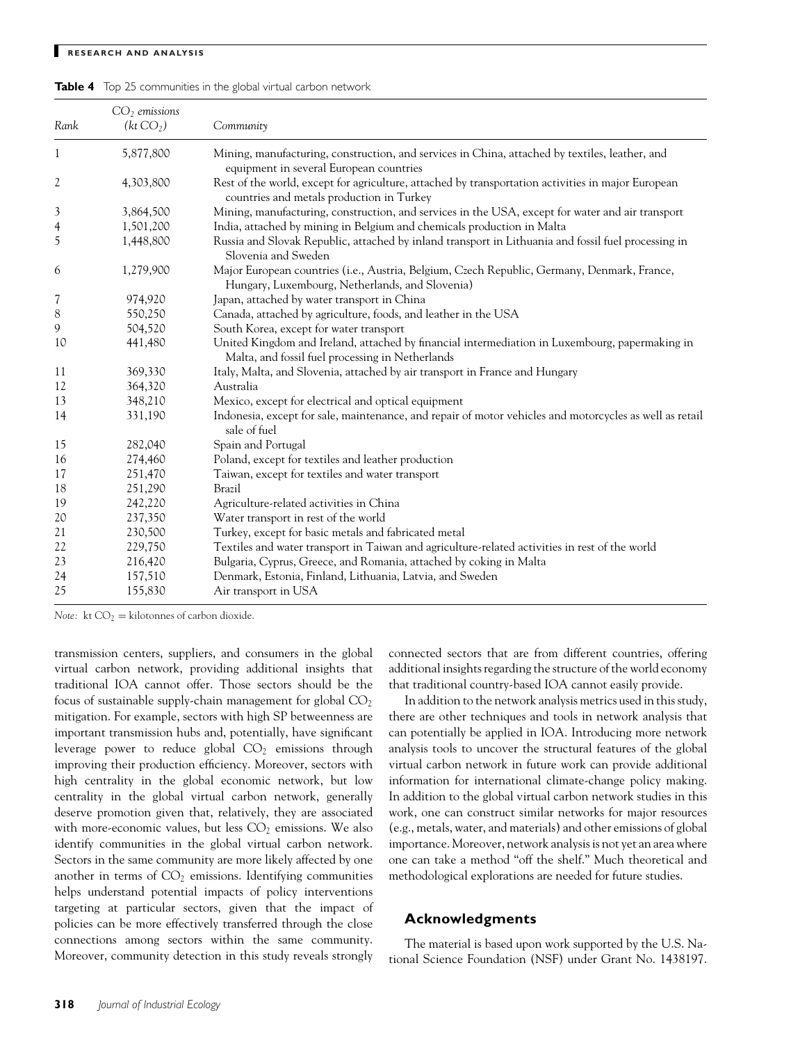**Table 4** Top 25 communities in the global virtual carbon network

| Rank | $CO_2$ emissions ($kt\ CO_2$) | Community |
|---|---|---|
| 1 | 5,877,800 | Mining, manufacturing, construction, and services in China, attached by textiles, leather, and equipment in several European countries |
| 2 | 4,303,800 | Rest of the world, except for agriculture, attached by transportation activities in major European countries and metals production in Turkey |
| 3 | 3,864,500 | Mining, manufacturing, construction, and services in the USA, except for water and air transport |
| 4 | 1,501,200 | India, attached by mining in Belgium and chemicals production in Malta |
| 5 | 1,448,800 | Russia and Slovak Republic, attached by inland transport in Lithuania and fossil fuel processing in Slovenia and Sweden |
| 6 | 1,279,900 | Major European countries (i.e., Austria, Belgium, Czech Republic, Germany, Denmark, France, Hungary, Luxembourg, Netherlands, and Slovenia) |
| 7 | 974,920 | Japan, attached by water transport in China |
| 8 | 550,250 | Canada, attached by agriculture, foods, and leather in the USA |
| 9 | 504,520 | South Korea, except for water transport |
| 10 | 441,480 | United Kingdom and Ireland, attached by financial intermediation in Luxembourg, papermaking in Malta, and fossil fuel processing in Netherlands |
| 11 | 369,330 | Italy, Malta, and Slovenia, attached by air transport in France and Hungary |
| 12 | 364,320 | Australia |
| 13 | 348,210 | Mexico, except for electrical and optical equipment |
| 14 | 331,190 | Indonesia, except for sale, maintenance, and repair of motor vehicles and motorcycles as well as retail sale of fuel |
| 15 | 282,040 | Spain and Portugal |
| 16 | 274,460 | Poland, except for textiles and leather production |
| 17 | 251,470 | Taiwan, except for textiles and water transport |
| 18 | 251,290 | Brazil |
| 19 | 242,220 | Agriculture-related activities in China |
| 20 | 237,350 | Water transport in rest of the world |
| 21 | 230,500 | Turkey, except for basic metals and fabricated metal |
| 22 | 229,750 | Textiles and water transport in Taiwan and agriculture-related activities in rest of the world |
| 23 | 216,420 | Bulgaria, Cyprus, Greece, and Romania, attached by coking in Malta |
| 24 | 157,510 | Denmark, Estonia, Finland, Lithuania, Latvia, and Sweden |
| 25 | 155,830 | Air transport in USA |

*Note:* $kt\ CO_2$ = kilotonnes of carbon dioxide.

transmission centers, suppliers, and consumers in the global virtual carbon network, providing additional insights that traditional IOA cannot offer. Those sectors should be the focus of sustainable supply-chain management for global $CO_2$ mitigation. For example, sectors with high SP betweenness are important transmission hubs and, potentially, have significant leverage power to reduce global $CO_2$ emissions through improving their production efficiency. Moreover, sectors with high centrality in the global economic network, but low centrality in the global virtual carbon network, generally deserve promotion given that, relatively, they are associated with more-economic values, but less $CO_2$ emissions. We also identify communities in the global virtual carbon network. Sectors in the same community are more likely affected by one another in terms of $CO_2$ emissions. Identifying communities helps understand potential impacts of policy interventions targeting at particular sectors, given that the impact of policies can be more effectively transferred through the close connections among sectors within the same community. Moreover, community detection in this study reveals strongly connected sectors that are from different countries, offering additional insights regarding the structure of the world economy that traditional country-based IOA cannot easily provide.

In addition to the network analysis metrics used in this study, there are other techniques and tools in network analysis that can potentially be applied in IOA. Introducing more network analysis tools to uncover the structural features of the global virtual carbon network in future work can provide additional information for international climate-change policy making. In addition to the global virtual carbon network studies in this work, one can construct similar networks for major resources (e.g., metals, water, and materials) and other emissions of global importance. Moreover, network analysis is not yet an area where one can take a method "off the shelf." Much theoretical and methodological explorations are needed for future studies.

## Acknowledgments

The material is based upon work supported by the U.S. National Science Foundation (NSF) under Grant No. 1438197.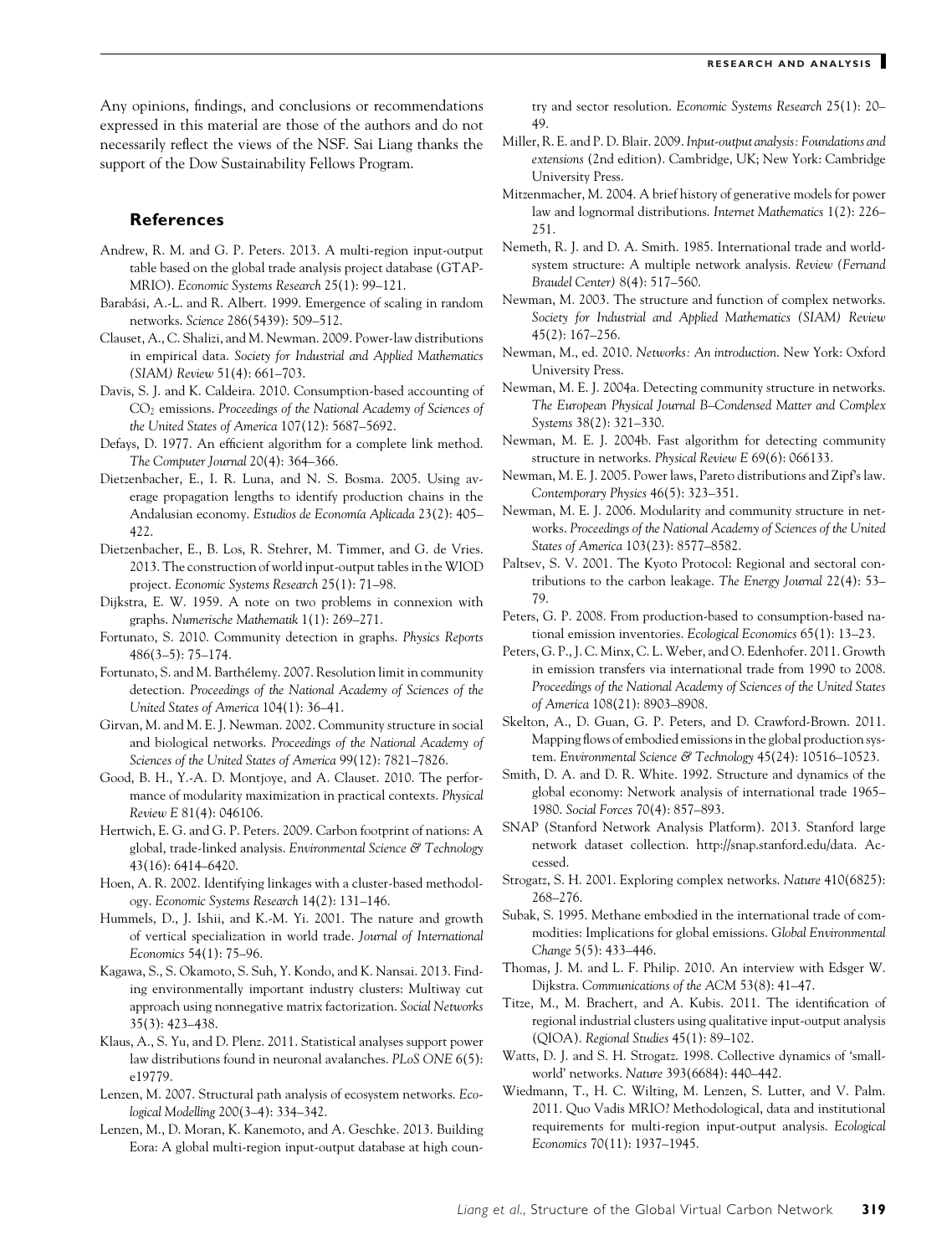Any opinions, findings, and conclusions or recommendations expressed in this material are those of the authors and do not necessarily reflect the views of the NSF. Sai Liang thanks the support of the Dow Sustainability Fellows Program.

## References

Andrew, R. M. and G. P. Peters. 2013. A multi-region input-output table based on the global trade analysis project database (GTAP-MRIO). *Economic Systems Research* 25(1): 99–121.

Barabási, A.-L. and R. Albert. 1999. Emergence of scaling in random networks. *Science* 286(5439): 509–512.

Clauset, A., C. Shalizi, and M. Newman. 2009. Power-law distributions in empirical data. *Society for Industrial and Applied Mathematics (SIAM) Review* 51(4): 661–703.

Davis, S. J. and K. Caldeira. 2010. Consumption-based accounting of $CO_2$ emissions. *Proceedings of the National Academy of Sciences of the United States of America* 107(12): 5687–5692.

Defays, D. 1977. An efficient algorithm for a complete link method. *The Computer Journal* 20(4): 364–366.

Dietzenbacher, E., I. R. Luna, and N. S. Bosma. 2005. Using average propagation lengths to identify production chains in the Andalusian economy. *Estudios de Economía Aplicada* 23(2): 405–422.

Dietzenbacher, E., B. Los, R. Stehrer, M. Timmer, and G. de Vries. 2013. The construction of world input-output tables in the WIOD project. *Economic Systems Research* 25(1): 71–98.

Dijkstra, E. W. 1959. A note on two problems in connexion with graphs. *Numerische Mathematik* 1(1): 269–271.

Fortunato, S. 2010. Community detection in graphs. *Physics Reports* 486(3–5): 75–174.

Fortunato, S. and M. Barthélemy. 2007. Resolution limit in community detection. *Proceedings of the National Academy of Sciences of the United States of America* 104(1): 36–41.

Girvan, M. and M. E. J. Newman. 2002. Community structure in social and biological networks. *Proceedings of the National Academy of Sciences of the United States of America* 99(12): 7821–7826.

Good, B. H., Y.-A. D. Montjoye, and A. Clauset. 2010. The performance of modularity maximization in practical contexts. *Physical Review E* 81(4): 046106.

Hertwich, E. G. and G. P. Peters. 2009. Carbon footprint of nations: A global, trade-linked analysis. *Environmental Science & Technology* 43(16): 6414–6420.

Hoen, A. R. 2002. Identifying linkages with a cluster-based methodology. *Economic Systems Research* 14(2): 131–146.

Hummels, D., J. Ishii, and K.-M. Yi. 2001. The nature and growth of vertical specialization in world trade. *Journal of International Economics* 54(1): 75–96.

Kagawa, S., S. Okamoto, S. Suh, Y. Kondo, and K. Nansai. 2013. Finding environmentally important industry clusters: Multiway cut approach using nonnegative matrix factorization. *Social Networks* 35(3): 423–438.

Klaus, A., S. Yu, and D. Plenz. 2011. Statistical analyses support power law distributions found in neuronal avalanches. *PLoS ONE* 6(5): e19779.

Lenzen, M. 2007. Structural path analysis of ecosystem networks. *Ecological Modelling* 200(3–4): 334–342.

Lenzen, M., D. Moran, K. Kanemoto, and A. Geschke. 2013. Building Eora: A global multi-region input-output database at high country and sector resolution. *Economic Systems Research* 25(1): 20–49.

Miller, R. E. and P. D. Blair. 2009. *Input-output analysis: Foundations and extensions* (2nd edition). Cambridge, UK; New York: Cambridge University Press.

Mitzenmacher, M. 2004. A brief history of generative models for power law and lognormal distributions. *Internet Mathematics* 1(2): 226–251.

Nemeth, R. J. and D. A. Smith. 1985. International trade and world-system structure: A multiple network analysis. *Review (Fernand Braudel Center)* 8(4): 517–560.

Newman, M. 2003. The structure and function of complex networks. *Society for Industrial and Applied Mathematics (SIAM) Review* 45(2): 167–256.

Newman, M., ed. 2010. *Networks: An introduction*. New York: Oxford University Press.

Newman, M. E. J. 2004a. Detecting community structure in networks. *The European Physical Journal B–Condensed Matter and Complex Systems* 38(2): 321–330.

Newman, M. E. J. 2004b. Fast algorithm for detecting community structure in networks. *Physical Review E* 69(6): 066133.

Newman, M. E. J. 2005. Power laws, Pareto distributions and Zipf's law. *Contemporary Physics* 46(5): 323–351.

Newman, M. E. J. 2006. Modularity and community structure in networks. *Proceedings of the National Academy of Sciences of the United States of America* 103(23): 8577–8582.

Paltsev, S. V. 2001. The Kyoto Protocol: Regional and sectoral contributions to the carbon leakage. *The Energy Journal* 22(4): 53–79.

Peters, G. P. 2008. From production-based to consumption-based national emission inventories. *Ecological Economics* 65(1): 13–23.

Peters, G. P., J. C. Minx, C. L. Weber, and O. Edenhofer. 2011. Growth in emission transfers via international trade from 1990 to 2008. *Proceedings of the National Academy of Sciences of the United States of America* 108(21): 8903–8908.

Skelton, A., D. Guan, G. P. Peters, and D. Crawford-Brown. 2011. Mapping flows of embodied emissions in the global production system. *Environmental Science & Technology* 45(24): 10516–10523.

Smith, D. A. and D. R. White. 1992. Structure and dynamics of the global economy: Network analysis of international trade 1965–1980. *Social Forces* 70(4): 857–893.

SNAP (Stanford Network Analysis Platform). 2013. Stanford large network dataset collection. http://snap.stanford.edu/data. Accessed.

Strogatz, S. H. 2001. Exploring complex networks. *Nature* 410(6825): 268–276.

Subak, S. 1995. Methane embodied in the international trade of commodities: Implications for global emissions. *Global Environmental Change* 5(5): 433–446.

Thomas, J. M. and L. F. Philip. 2010. An interview with Edsger W. Dijkstra. *Communications of the ACM* 53(8): 41–47.

Titze, M., M. Brachert, and A. Kubis. 2011. The identification of regional industrial clusters using qualitative input-output analysis (QIOA). *Regional Studies* 45(1): 89–102.

Watts, D. J. and S. H. Strogatz. 1998. Collective dynamics of 'small-world' networks. *Nature* 393(6684): 440–442.

Wiedmann, T., H. C. Wilting, M. Lenzen, S. Lutter, and V. Palm. 2011. Quo Vadis MRIO? Methodological, data and institutional requirements for multi-region input-output analysis. *Ecological Economics* 70(11): 1937–1945.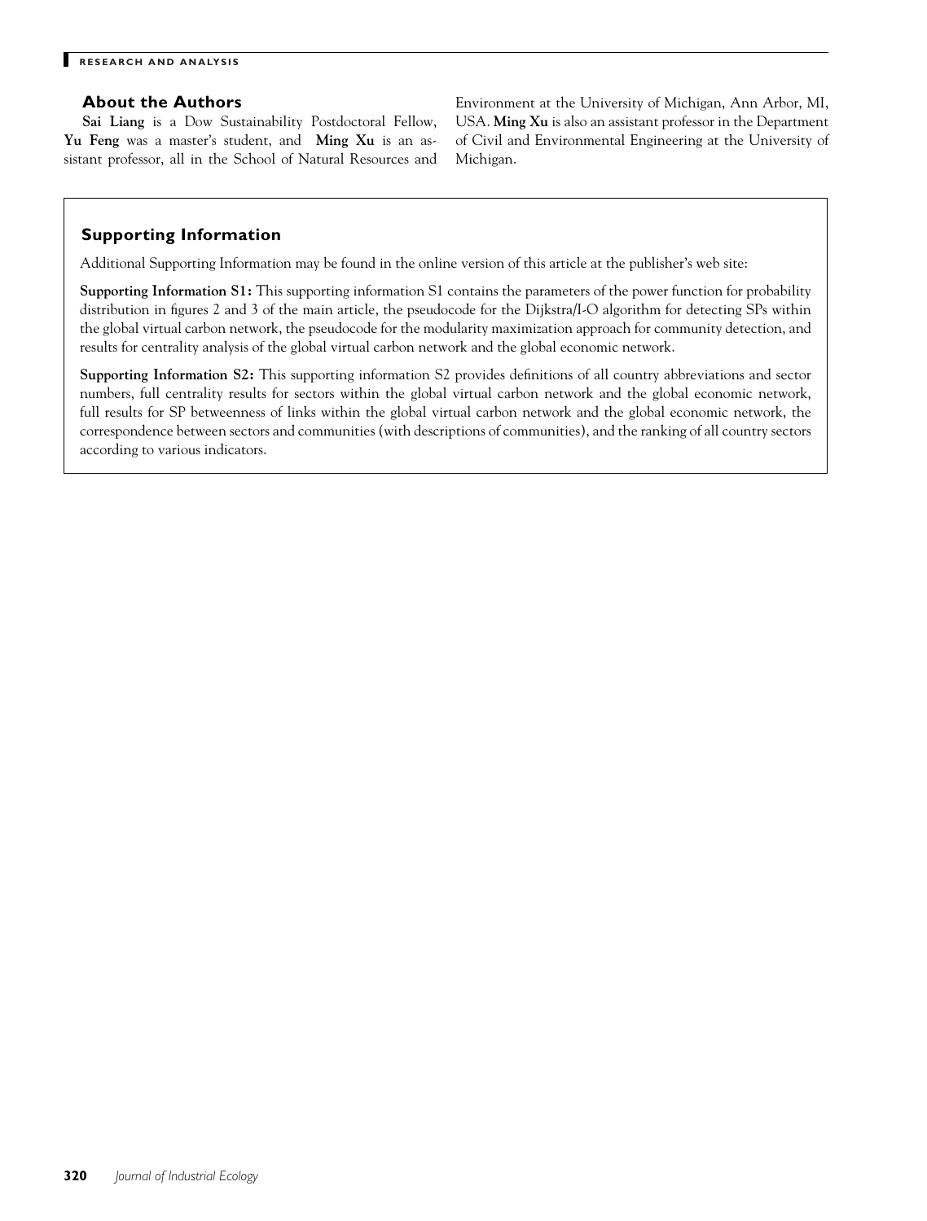## About the Authors

**Sai Liang** is a Dow Sustainability Postdoctoral Fellow, **Yu Feng** was a master's student, and **Ming Xu** is an assistant professor, all in the School of Natural Resources and Environment at the University of Michigan, Ann Arbor, MI, USA. **Ming Xu** is also an assistant professor in the Department of Civil and Environmental Engineering at the University of Michigan.

## Supporting Information

Additional Supporting Information may be found in the online version of this article at the publisher's web site:

**Supporting Information S1:** This supporting information S1 contains the parameters of the power function for probability distribution in figures 2 and 3 of the main article, the pseudocode for the Dijkstra/I-O algorithm for detecting SPs within the global virtual carbon network, the pseudocode for the modularity maximization approach for community detection, and results for centrality analysis of the global virtual carbon network and the global economic network.

**Supporting Information S2:** This supporting information S2 provides definitions of all country abbreviations and sector numbers, full centrality results for sectors within the global virtual carbon network and the global economic network, full results for SP betweenness of links within the global virtual carbon network and the global economic network, the correspondence between sectors and communities (with descriptions of communities), and the ranking of all country sectors according to various indicators.